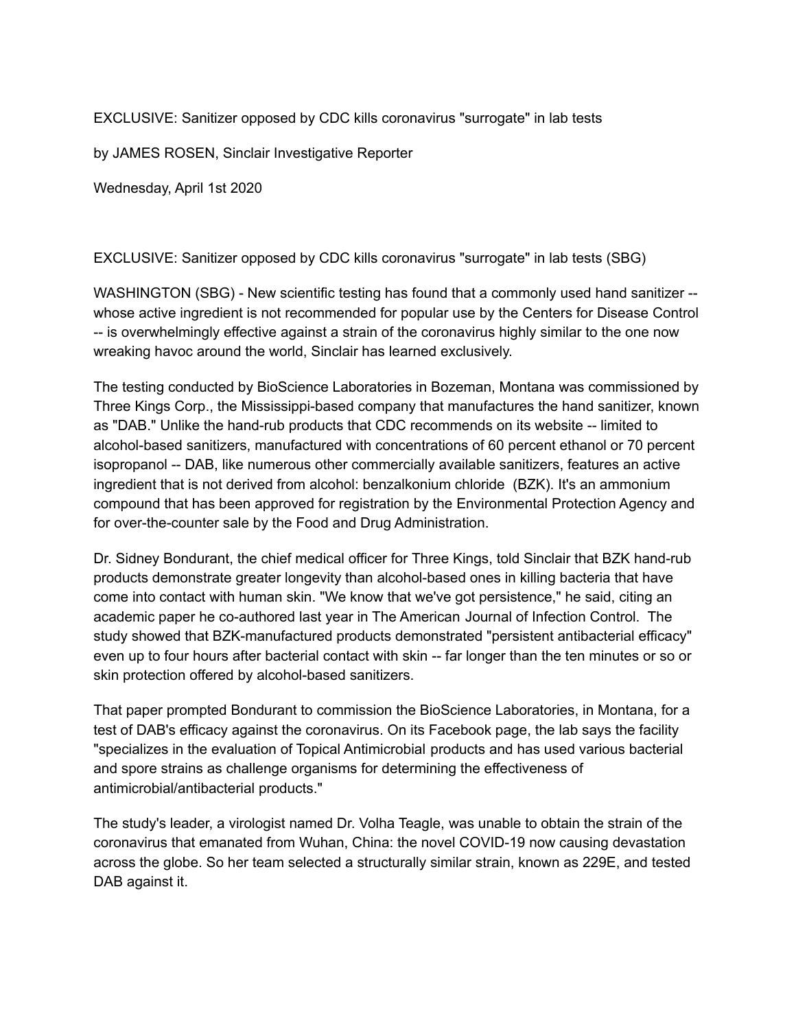# EXCLUSIVE: Sanitizer opposed by CDC kills coronavirus "surrogate" in lab tests

by JAMES ROSEN, Sinclair Investigative Reporter

Wednesday, April 1st 2020

EXCLUSIVE: Sanitizer opposed by CDC kills coronavirus "surrogate" in lab tests (SBG)

WASHINGTON (SBG) - New scientific testing has found that a commonly used hand sanitizer -- whose active ingredient is not recommended for popular use by the Centers for Disease Control -- is overwhelmingly effective against a strain of the coronavirus highly similar to the one now wreaking havoc around the world, Sinclair has learned exclusively.

The testing conducted by BioScience Laboratories in Bozeman, Montana was commissioned by Three Kings Corp., the Mississippi-based company that manufactures the hand sanitizer, known as "DAB." Unlike the hand-rub products that CDC recommends on its website -- limited to alcohol-based sanitizers, manufactured with concentrations of 60 percent ethanol or 70 percent isopropanol -- DAB, like numerous other commercially available sanitizers, features an active ingredient that is not derived from alcohol: benzalkonium chloride (BZK). It's an ammonium compound that has been approved for registration by the Environmental Protection Agency and for over-the-counter sale by the Food and Drug Administration.

Dr. Sidney Bondurant, the chief medical officer for Three Kings, told Sinclair that BZK hand-rub products demonstrate greater longevity than alcohol-based ones in killing bacteria that have come into contact with human skin. "We know that we've got persistence," he said, citing an academic paper he co-authored last year in The American Journal of Infection Control. The study showed that BZK-manufactured products demonstrated "persistent antibacterial efficacy" even up to four hours after bacterial contact with skin -- far longer than the ten minutes or so or skin protection offered by alcohol-based sanitizers.

That paper prompted Bondurant to commission the BioScience Laboratories, in Montana, for a test of DAB's efficacy against the coronavirus. On its Facebook page, the lab says the facility "specializes in the evaluation of Topical Antimicrobial products and has used various bacterial and spore strains as challenge organisms for determining the effectiveness of antimicrobial/antibacterial products."

The study's leader, a virologist named Dr. Volha Teagle, was unable to obtain the strain of the coronavirus that emanated from Wuhan, China: the novel COVID-19 now causing devastation across the globe. So her team selected a structurally similar strain, known as 229E, and tested DAB against it.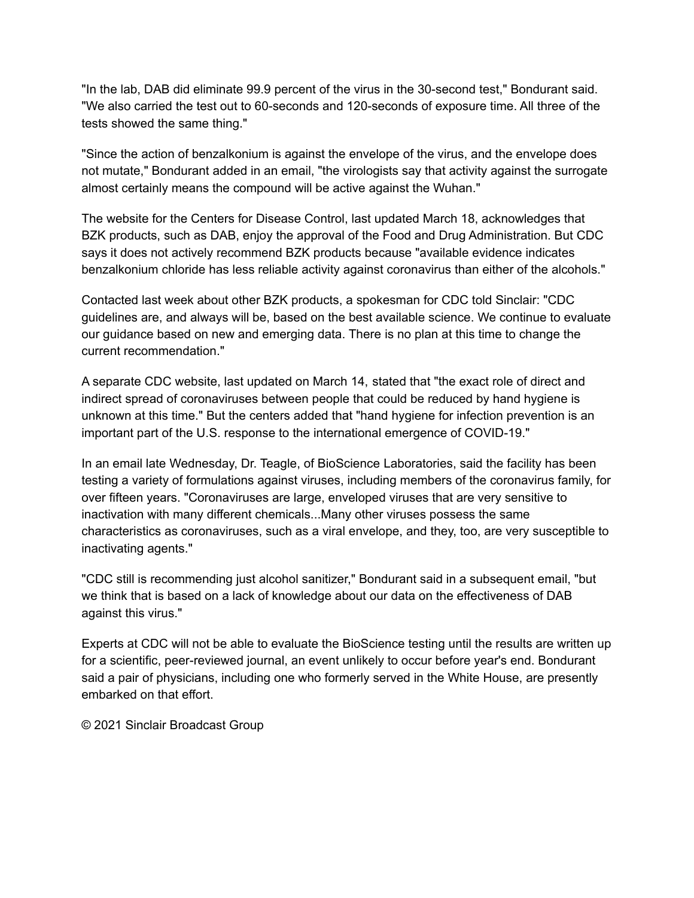"In the lab, DAB did eliminate 99.9 percent of the virus in the 30-second test," Bondurant said. "We also carried the test out to 60-seconds and 120-seconds of exposure time. All three of the tests showed the same thing."

"Since the action of benzalkonium is against the envelope of the virus, and the envelope does not mutate," Bondurant added in an email, "the virologists say that activity against the surrogate almost certainly means the compound will be active against the Wuhan."

The website for the Centers for Disease Control, last updated March 18, acknowledges that BZK products, such as DAB, enjoy the approval of the Food and Drug Administration. But CDC says it does not actively recommend BZK products because "available evidence indicates benzalkonium chloride has less reliable activity against coronavirus than either of the alcohols."

Contacted last week about other BZK products, a spokesman for CDC told Sinclair: "CDC guidelines are, and always will be, based on the best available science. We continue to evaluate our guidance based on new and emerging data. There is no plan at this time to change the current recommendation."

A separate CDC website, last updated on March 14, stated that "the exact role of direct and indirect spread of coronaviruses between people that could be reduced by hand hygiene is unknown at this time." But the centers added that "hand hygiene for infection prevention is an important part of the U.S. response to the international emergence of COVID-19."

In an email late Wednesday, Dr. Teagle, of BioScience Laboratories, said the facility has been testing a variety of formulations against viruses, including members of the coronavirus family, for over fifteen years. "Coronaviruses are large, enveloped viruses that are very sensitive to inactivation with many different chemicals...Many other viruses possess the same characteristics as coronaviruses, such as a viral envelope, and they, too, are very susceptible to inactivating agents."

"CDC still is recommending just alcohol sanitizer," Bondurant said in a subsequent email, "but we think that is based on a lack of knowledge about our data on the effectiveness of DAB against this virus."

Experts at CDC will not be able to evaluate the BioScience testing until the results are written up for a scientific, peer-reviewed journal, an event unlikely to occur before year's end. Bondurant said a pair of physicians, including one who formerly served in the White House, are presently embarked on that effort.

© 2021 Sinclair Broadcast Group